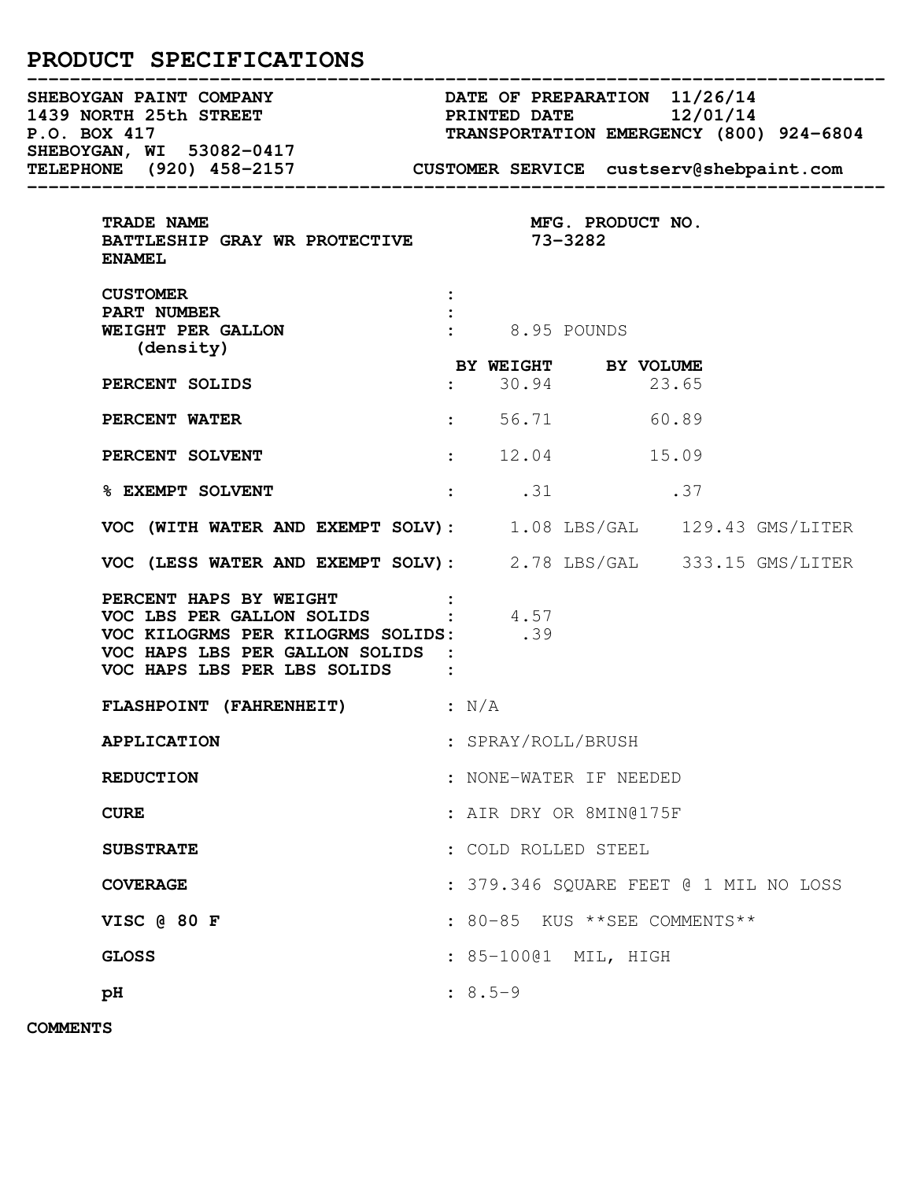# PRODUCT SPECIFICATIONS

---

**SHEBOYGAN PAINT COMPANY**
**1439 NORTH 25th STREET**
**P.O. BOX 417**
**SHEBOYGAN, WI 53082-0417**
**TELEPHONE (920) 458-2157**

**DATE OF PREPARATION** 11/26/14
**PRINTED DATE** 12/01/14
**TRANSPORTATION EMERGENCY (800) 924-6804**
**CUSTOMER SERVICE** custserv@shebpaint.com

---

| **TRADE NAME** | **MFG. PRODUCT NO.** |
|---|---|
| **BATTLESHIP GRAY WR PROTECTIVE ENAMEL** | **73-3282** |

| | | | |
|---|---|---|---|
| **CUSTOMER** | : | | |
| **PART NUMBER** | : | | |
| **WEIGHT PER GALLON (density)** | : | 8.95 POUNDS | |
| | | **BY WEIGHT** | **BY VOLUME** |
| **PERCENT SOLIDS** | : | 30.94 | 23.65 |
| **PERCENT WATER** | : | 56.71 | 60.89 |
| **PERCENT SOLVENT** | : | 12.04 | 15.09 |
| **% EXEMPT SOLVENT** | : | .31 | .37 |
| **VOC (WITH WATER AND EXEMPT SOLV)** | : | 1.08 LBS/GAL | 129.43 GMS/LITER |
| **VOC (LESS WATER AND EXEMPT SOLV)** | : | 2.78 LBS/GAL | 333.15 GMS/LITER |
| **PERCENT HAPS BY WEIGHT** | : | | |
| **VOC LBS PER GALLON SOLIDS** | : | 4.57 | |
| **VOC KILOGRMS PER KILOGRMS SOLIDS** | : | .39 | |
| **VOC HAPS LBS PER GALLON SOLIDS** | : | | |
| **VOC HAPS LBS PER LBS SOLIDS** | : | | |
| **FLASHPOINT (FAHRENHEIT)** | : | N/A | |
| **APPLICATION** | : | SPRAY/ROLL/BRUSH | |
| **REDUCTION** | : | NONE-WATER IF NEEDED | |
| **CURE** | : | AIR DRY OR 8MIN@175F | |
| **SUBSTRATE** | : | COLD ROLLED STEEL | |
| **COVERAGE** | : | 379.346 SQUARE FEET @ 1 MIL NO LOSS | |
| **VISC @ 80 F** | : | 80-85 KUS **SEE COMMENTS** | |
| **GLOSS** | : | 85-100@1 MIL, HIGH | |
| **pH** | : | 8.5-9 | |

**COMMENTS**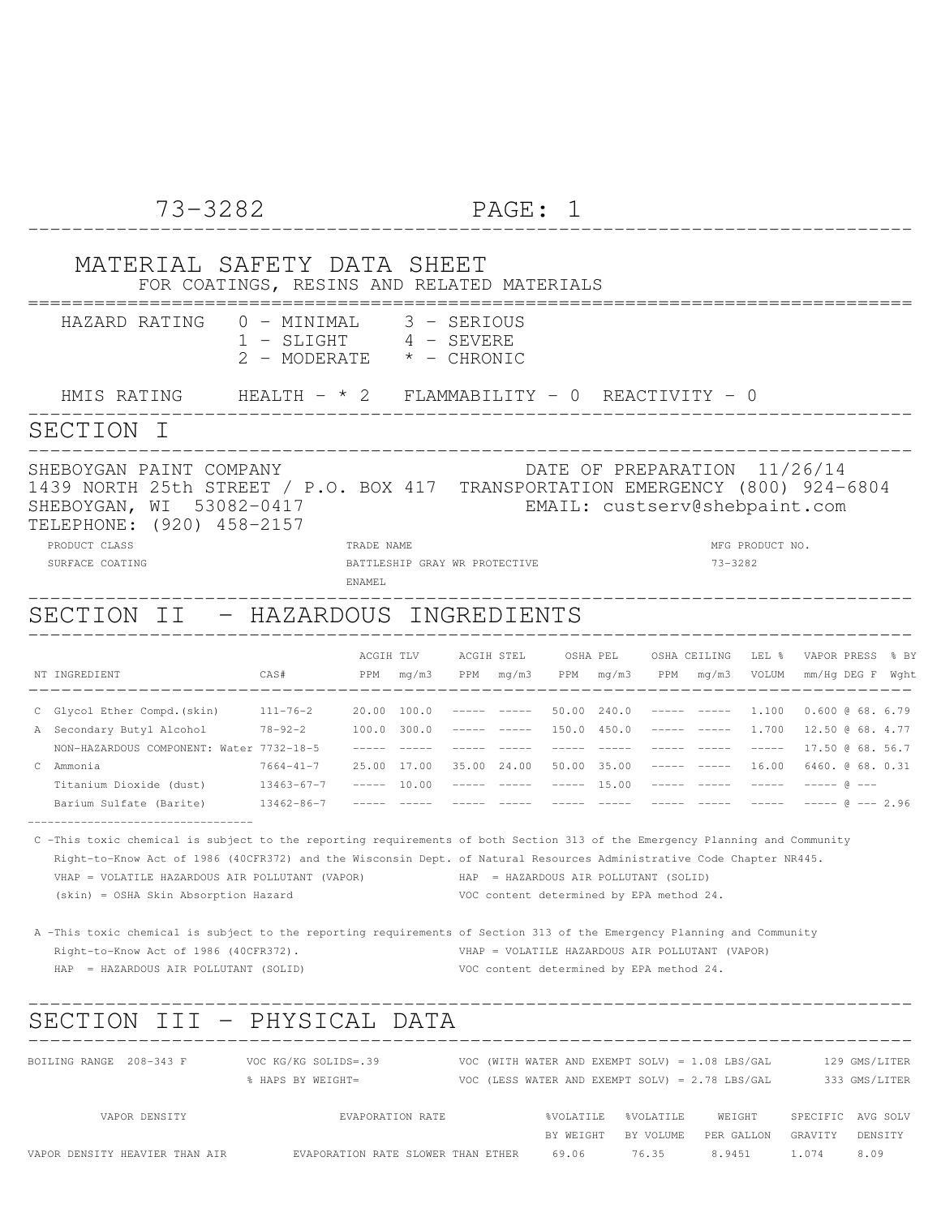# MATERIAL SAFETY DATA SHEET

FOR COATINGS, RESINS AND RELATED MATERIALS

HAZARD RATING 0 - MINIMAL 3 - SERIOUS
1 - SLIGHT 4 - SEVERE
2 - MODERATE * - CHRONIC

HMIS RATING HEALTH - * 2 FLAMMABILITY - 0 REACTIVITY - 0

## SECTION I

SHEBOYGAN PAINT COMPANY
1439 NORTH 25th STREET / P.O. BOX 417
SHEBOYGAN, WI 53082-0417
TELEPHONE: (920) 458-2157

DATE OF PREPARATION 11/26/14
TRANSPORTATION EMERGENCY (800) 924-6804
EMAIL: custserv@shebpaint.com

| PRODUCT CLASS | TRADE NAME | MFG PRODUCT NO. |
|---|---|---|
| SURFACE COATING | BATTLESHIP GRAY WR PROTECTIVE ENAMEL | 73-3282 |

## SECTION II - HAZARDOUS INGREDIENTS

| NT | INGREDIENT | CAS# | ACGIH TLV PPM | ACGIH TLV mg/m3 | ACGIH STEL PPM | ACGIH STEL mg/m3 | OSHA PEL PPM | OSHA PEL mg/m3 | OSHA CEILING PPM | OSHA CEILING mg/m3 | LEL % VOLUM | VAPOR PRESS mm/Hg DEG F | % BY Wght |
|---|---|---|---|---|---|---|---|---|---|---|---|---|---|
| C | Glycol Ether Compd.(skin) | 111-76-2 | 20.00 | 100.0 | ----- | ----- | 50.00 | 240.0 | ----- | ----- | 1.100 | 0.600 @ 68. | 6.79 |
| A | Secondary Butyl Alcohol | 78-92-2 | 100.0 | 300.0 | ----- | ----- | 150.0 | 450.0 | ----- | ----- | 1.700 | 12.50 @ 68. | 4.77 |
| | NON-HAZARDOUS COMPONENT: Water | 7732-18-5 | ----- | ----- | ----- | ----- | ----- | ----- | ----- | ----- | ----- | 17.50 @ 68. | 56.7 |
| C | Ammonia | 7664-41-7 | 25.00 | 17.00 | 35.00 | 24.00 | 50.00 | 35.00 | ----- | ----- | 16.00 | 6460. @ 68. | 0.31 |
| | Titanium Dioxide (dust) | 13463-67-7 | ----- | 10.00 | ----- | ----- | ----- | 15.00 | ----- | ----- | ----- | ----- @ --- | |
| | Barium Sulfate (Barite) | 13462-86-7 | ----- | ----- | ----- | ----- | ----- | ----- | ----- | ----- | ----- | ----- @ --- | 2.96 |

C -This toxic chemical is subject to the reporting requirements of both Section 313 of the Emergency Planning and Community Right-to-Know Act of 1986 (40CFR372) and the Wisconsin Dept. of Natural Resources Administrative Code Chapter NR445.
VHAP = VOLATILE HAZARDOUS AIR POLLUTANT (VAPOR)
HAP = HAZARDOUS AIR POLLUTANT (SOLID)
(skin) = OSHA Skin Absorption Hazard
VOC content determined by EPA method 24.

A -This toxic chemical is subject to the reporting requirements of Section 313 of the Emergency Planning and Community Right-to-Know Act of 1986 (40CFR372).
VHAP = VOLATILE HAZARDOUS AIR POLLUTANT (VAPOR)
HAP = HAZARDOUS AIR POLLUTANT (SOLID)
VOC content determined by EPA method 24.

## SECTION III - PHYSICAL DATA

BOILING RANGE 208-343 F
VOC KG/KG SOLIDS=.39
% HAPS BY WEIGHT=
VOC (WITH WATER AND EXEMPT SOLV) = 1.08 LBS/GAL 129 GMS/LITER
VOC (LESS WATER AND EXEMPT SOLV) = 2.78 LBS/GAL 333 GMS/LITER

| VAPOR DENSITY | EVAPORATION RATE | %VOLATILE BY WEIGHT | %VOLATILE BY VOLUME | WEIGHT PER GALLON | SPECIFIC GRAVITY | AVG SOLV DENSITY |
|---|---|---|---|---|---|---|
| VAPOR DENSITY HEAVIER THAN AIR | EVAPORATION RATE SLOWER THAN ETHER | 69.06 | 76.35 | 8.9451 | 1.074 | 8.09 |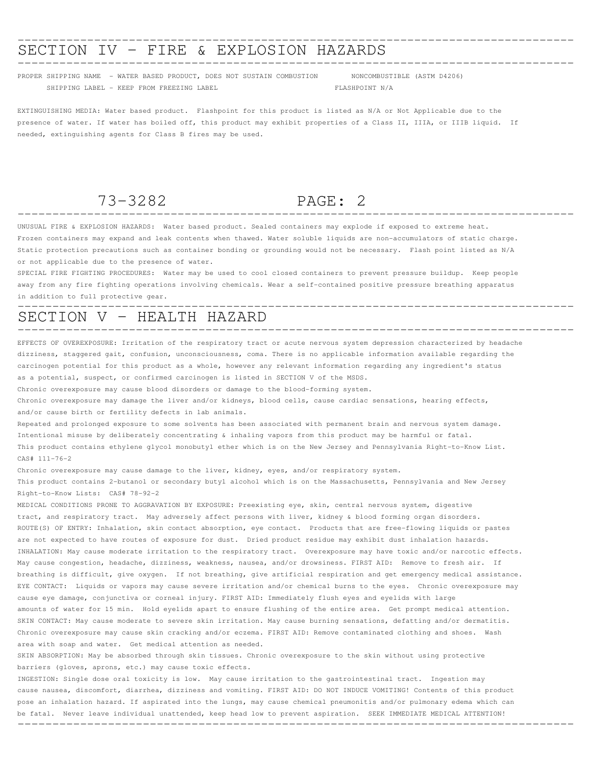## SECTION IV - FIRE & EXPLOSION HAZARDS

PROPER SHIPPING NAME - WATER BASED PRODUCT, DOES NOT SUSTAIN COMBUSTION NONCOMBUSTIBLE (ASTM D4206)
SHIPPING LABEL - KEEP FROM FREEZING LABEL FLASHPOINT N/A

EXTINGUISHING MEDIA: Water based product. Flashpoint for this product is listed as N/A or Not Applicable due to the presence of water. If water has boiled off, this product may exhibit properties of a Class II, IIIA, or IIIB liquid. If needed, extinguishing agents for Class B fires may be used.

UNUSUAL FIRE & EXPLOSION HAZARDS: Water based product. Sealed containers may explode if exposed to extreme heat. Frozen containers may expand and leak contents when thawed. Water soluble liquids are non-accumulators of static charge. Static protection precautions such as container bonding or grounding would not be necessary. Flash point listed as N/A or not applicable due to the presence of water.
SPECIAL FIRE FIGHTING PROCEDURES: Water may be used to cool closed containers to prevent pressure buildup. Keep people away from any fire fighting operations involving chemicals. Wear a self-contained positive pressure breathing apparatus in addition to full protective gear.

## SECTION V - HEALTH HAZARD

EFFECTS OF OVEREXPOSURE: Irritation of the respiratory tract or acute nervous system depression characterized by headache dizziness, staggered gait, confusion, unconsciousness, coma. There is no applicable information available regarding the carcinogen potential for this product as a whole, however any relevant information regarding any ingredient's status as a potential, suspect, or confirmed carcinogen is listed in SECTION V of the MSDS.
Chronic overexposure may cause blood disorders or damage to the blood-forming system.
Chronic overexposure may damage the liver and/or kidneys, blood cells, cause cardiac sensations, hearing effects, and/or cause birth or fertility defects in lab animals.
Repeated and prolonged exposure to some solvents has been associated with permanent brain and nervous system damage.
Intentional misuse by deliberately concentrating & inhaling vapors from this product may be harmful or fatal.
This product contains ethylene glycol monobutyl ether which is on the New Jersey and Pennsylvania Right-to-Know List.
CAS# 111-76-2
Chronic overexposure may cause damage to the liver, kidney, eyes, and/or respiratory system.
This product contains 2-butanol or secondary butyl alcohol which is on the Massachusetts, Pennsylvania and New Jersey Right-to-Know Lists: CAS# 78-92-2
MEDICAL CONDITIONS PRONE TO AGGRAVATION BY EXPOSURE: Preexisting eye, skin, central nervous system, digestive tract, and respiratory tract. May adversely affect persons with liver, kidney & blood forming organ disorders.
ROUTE(S) OF ENTRY: Inhalation, skin contact absorption, eye contact. Products that are free-flowing liquids or pastes are not expected to have routes of exposure for dust. Dried product residue may exhibit dust inhalation hazards.
INHALATION: May cause moderate irritation to the respiratory tract. Overexposure may have toxic and/or narcotic effects. May cause congestion, headache, dizziness, weakness, nausea, and/or drowsiness. FIRST AID: Remove to fresh air. If breathing is difficult, give oxygen. If not breathing, give artificial respiration and get emergency medical assistance.
EYE CONTACT: Liquids or vapors may cause severe irritation and/or chemical burns to the eyes. Chronic overexposure may cause eye damage, conjunctiva or corneal injury. FIRST AID: Immediately flush eyes and eyelids with large amounts of water for 15 min. Hold eyelids apart to ensure flushing of the entire area. Get prompt medical attention.
SKIN CONTACT: May cause moderate to severe skin irritation. May cause burning sensations, defatting and/or dermatitis. Chronic overexposure may cause skin cracking and/or eczema. FIRST AID: Remove contaminated clothing and shoes. Wash area with soap and water. Get medical attention as needed.
SKIN ABSORPTION: May be absorbed through skin tissues. Chronic overexposure to the skin without using protective barriers (gloves, aprons, etc.) may cause toxic effects.
INGESTION: Single dose oral toxicity is low. May cause irritation to the gastrointestinal tract. Ingestion may cause nausea, discomfort, diarrhea, dizziness and vomiting. FIRST AID: DO NOT INDUCE VOMITING! Contents of this product pose an inhalation hazard. If aspirated into the lungs, may cause chemical pneumonitis and/or pulmonary edema which can be fatal. Never leave individual unattended, keep head low to prevent aspiration. SEEK IMMEDIATE MEDICAL ATTENTION!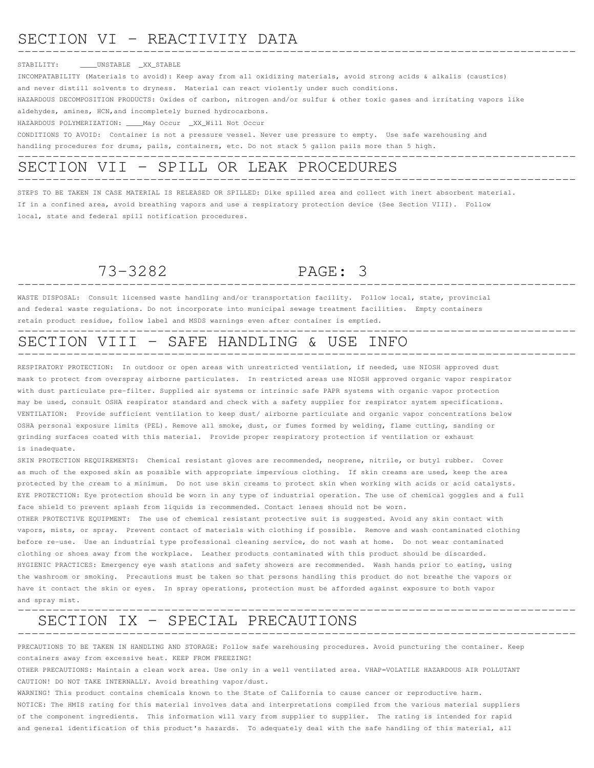## SECTION VI - REACTIVITY DATA

STABILITY: ____UNSTABLE _XX_STABLE

INCOMPATABILITY (Materials to avoid): Keep away from all oxidizing materials, avoid strong acids & alkalis (caustics) and never distill solvents to dryness. Material can react violently under such conditions.

HAZARDOUS DECOMPOSITION PRODUCTS: Oxides of carbon, nitrogen and/or sulfur & other toxic gases and irritating vapors like aldehydes, amines, HCN,and incompletely burned hydrocarbons.

HAZARDOUS POLYMERIZATION: ____May Occur _XX_Will Not Occur

CONDITIONS TO AVOID: Container is not a pressure vessel. Never use pressure to empty. Use safe warehousing and handling procedures for drums, pails, containers, etc. Do not stack 5 gallon pails more than 5 high.

## SECTION VII - SPILL OR LEAK PROCEDURES

STEPS TO BE TAKEN IN CASE MATERIAL IS RELEASED OR SPILLED: Dike spilled area and collect with inert absorbent material. If in a confined area, avoid breathing vapors and use a respiratory protection device (See Section VIII). Follow local, state and federal spill notification procedures.

WASTE DISPOSAL: Consult licensed waste handling and/or transportation facility. Follow local, state, provincial and federal waste regulations. Do not incorporate into municipal sewage treatment facilities. Empty containers retain product residue, follow label and MSDS warnings even after container is emptied.

## SECTION VIII - SAFE HANDLING & USE INFO

RESPIRATORY PROTECTION: In outdoor or open areas with unrestricted ventilation, if needed, use NIOSH approved dust mask to protect from overspray airborne particulates. In restricted areas use NIOSH approved organic vapor respirator with dust particulate pre-filter. Supplied air systems or intrinsic safe PAPR systems with organic vapor protection may be used, consult OSHA respirator standard and check with a safety supplier for respirator system specifications.

VENTILATION: Provide sufficient ventilation to keep dust/ airborne particulate and organic vapor concentrations below OSHA personal exposure limits (PEL). Remove all smoke, dust, or fumes formed by welding, flame cutting, sanding or grinding surfaces coated with this material. Provide proper respiratory protection if ventilation or exhaust is inadequate.

SKIN PROTECTION REQUIREMENTS: Chemical resistant gloves are recommended, neoprene, nitrile, or butyl rubber. Cover as much of the exposed skin as possible with appropriate impervious clothing. If skin creams are used, keep the area protected by the cream to a minimum. Do not use skin creams to protect skin when working with acids or acid catalysts.

EYE PROTECTION: Eye protection should be worn in any type of industrial operation. The use of chemical goggles and a full face shield to prevent splash from liquids is recommended. Contact lenses should not be worn.

OTHER PROTECTIVE EQUIPMENT: The use of chemical resistant protective suit is suggested. Avoid any skin contact with vapors, mists, or spray. Prevent contact of materials with clothing if possible. Remove and wash contaminated clothing before re-use. Use an industrial type professional cleaning service, do not wash at home. Do not wear contaminated clothing or shoes away from the workplace. Leather products contaminated with this product should be discarded.

HYGIENIC PRACTICES: Emergency eye wash stations and safety showers are recommended. Wash hands prior to eating, using the washroom or smoking. Precautions must be taken so that persons handling this product do not breathe the vapors or have it contact the skin or eyes. In spray operations, protection must be afforded against exposure to both vapor and spray mist.

## SECTION IX - SPECIAL PRECAUTIONS

PRECAUTIONS TO BE TAKEN IN HANDLING AND STORAGE: Follow safe warehousing procedures. Avoid puncturing the container. Keep containers away from excessive heat. KEEP FROM FREEZING!

OTHER PRECAUTIONS: Maintain a clean work area. Use only in a well ventilated area. VHAP=VOLATILE HAZARDOUS AIR POLLUTANT

CAUTION! DO NOT TAKE INTERNALLY. Avoid breathing vapor/dust.

WARNING! This product contains chemicals known to the State of California to cause cancer or reproductive harm.

NOTICE: The HMIS rating for this material involves data and interpretations compiled from the various material suppliers of the component ingredients. This information will vary from supplier to supplier. The rating is intended for rapid and general identification of this product's hazards. To adequately deal with the safe handling of this material, all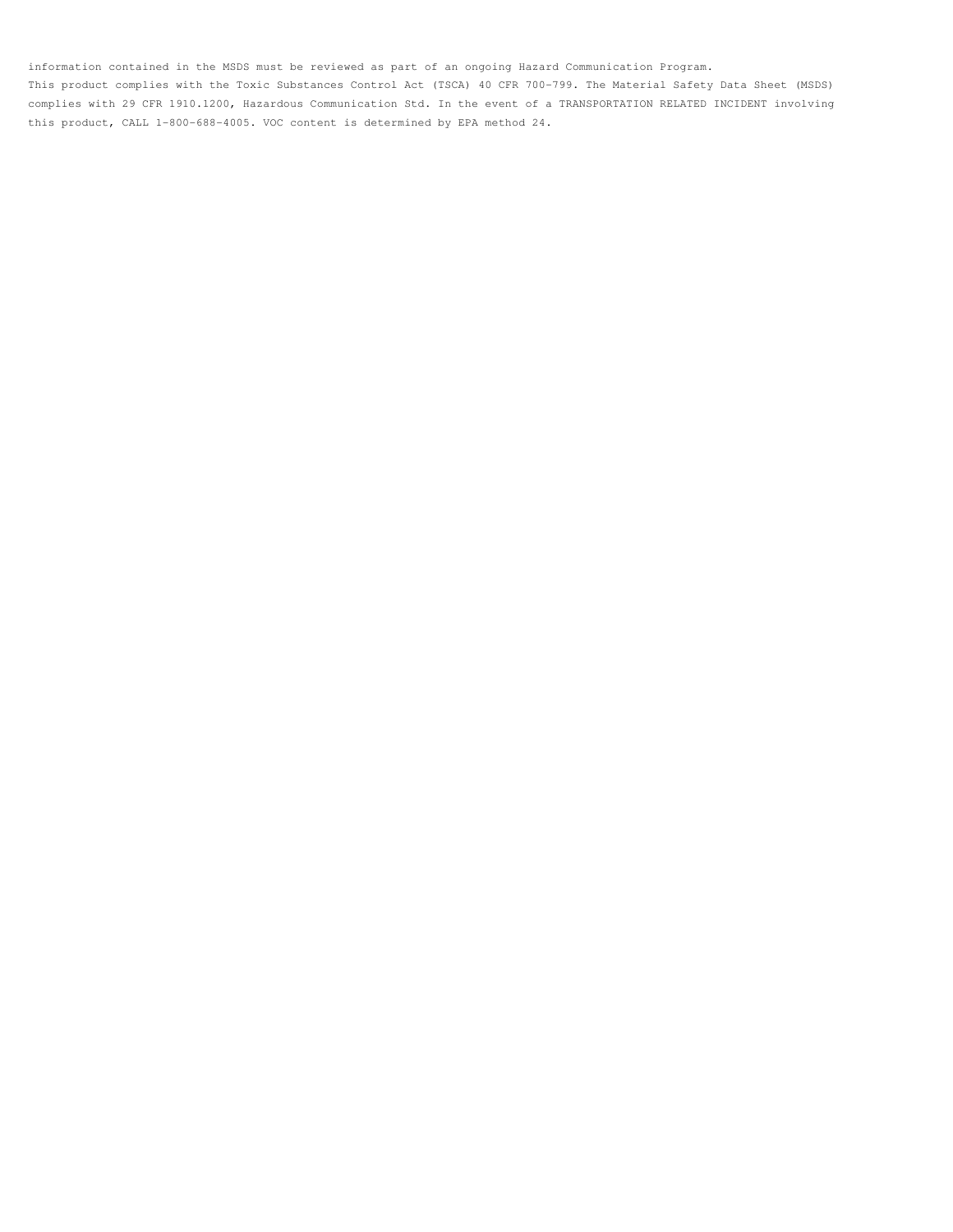information contained in the MSDS must be reviewed as part of an ongoing Hazard Communication Program.

This product complies with the Toxic Substances Control Act (TSCA) 40 CFR 700-799. The Material Safety Data Sheet (MSDS) complies with 29 CFR 1910.1200, Hazardous Communication Std. In the event of a TRANSPORTATION RELATED INCIDENT involving this product, CALL 1-800-688-4005. VOC content is determined by EPA method 24.